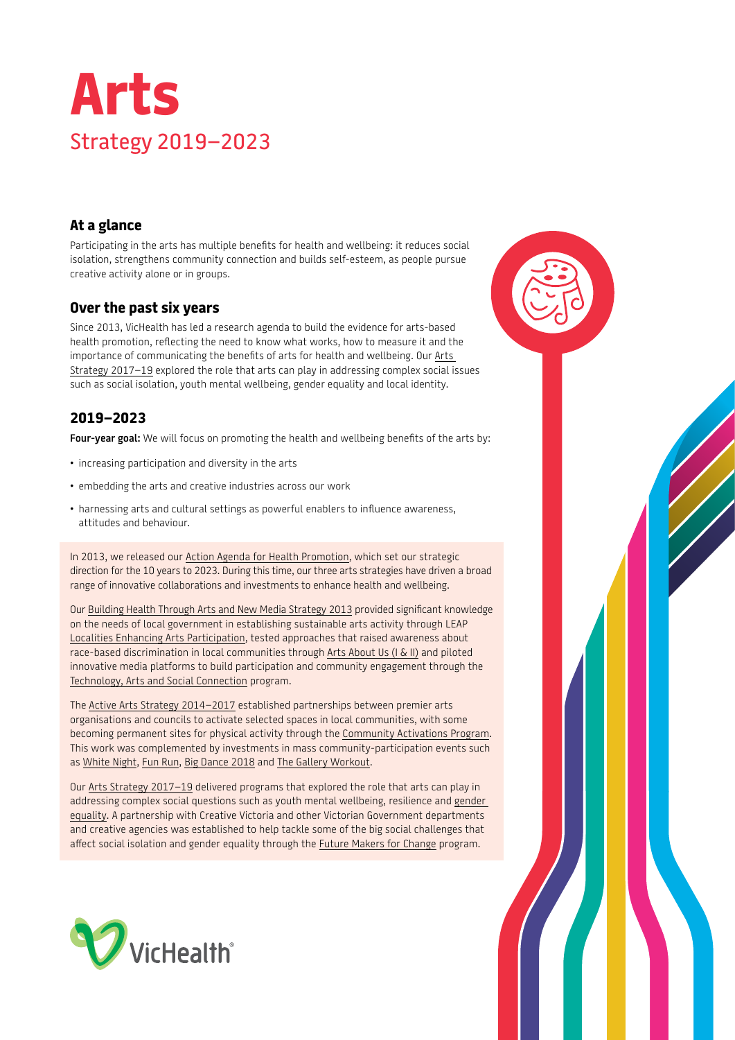# Arts

## Strategy 2019–2023

### At a glance

Participating in the arts has multiple benefits for health and wellbeing: it reduces social isolation, strengthens community connection and builds self-esteem, as people pursue creative activity alone or in groups.

### Over the past six years

Since 2013, VicHealth has led a research agenda to build the evidence for arts-based health promotion, reflecting the need to know what works, how to measure it and the importance of communicating the benefits of arts for health and wellbeing. Our Arts Strategy 2017–19 explored the role that arts can play in addressing complex social issues such as social isolation, youth mental wellbeing, gender equality and local identity.

### 2019–2023

**Four-year goal:** We will focus on promoting the health and wellbeing benefits of the arts by:

- increasing participation and diversity in the arts
- embedding the arts and creative industries across our work
- harnessing arts and cultural settings as powerful enablers to influence awareness, attitudes and behaviour.

In 2013, we released our Action Agenda for Health Promotion, which set our strategic direction for the 10 years to 2023. During this time, our three arts strategies have driven a broad range of innovative collaborations and investments to enhance health and wellbeing.

Our Building Health Through Arts and New Media Strategy 2013 provided significant knowledge on the needs of local government in establishing sustainable arts activity through LEAP Localities Enhancing Arts Participation, tested approaches that raised awareness about race-based discrimination in local communities through Arts About Us (I & II) and piloted innovative media platforms to build participation and community engagement through the Technology, Arts and Social Connection program.

The Active Arts Strategy 2014–2017 established partnerships between premier arts organisations and councils to activate selected spaces in local communities, with some becoming permanent sites for physical activity through the Community Activations Program. This work was complemented by investments in mass community-participation events such as White Night, Fun Run, Big Dance 2018 and The Gallery Workout.

Our Arts Strategy 2017–19 delivered programs that explored the role that arts can play in addressing complex social questions such as youth mental wellbeing, resilience and gender equality. A partnership with Creative Victoria and other Victorian Government departments and creative agencies was established to help tackle some of the big social challenges that affect social isolation and gender equality through the Future Makers for Change program.

VicHealth®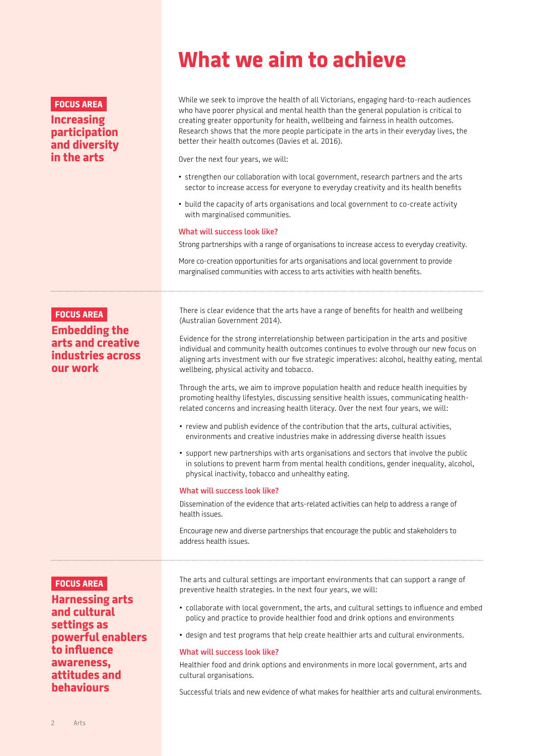# What we aim to achieve

**FOCUS AREA**

## Increasing participation and diversity in the arts

While we seek to improve the health of all Victorians, engaging hard-to-reach audiences who have poorer physical and mental health than the general population is critical to creating greater opportunity for health, wellbeing and fairness in health outcomes. Research shows that the more people participate in the arts in their everyday lives, the better their health outcomes (Davies et al. 2016).

Over the next four years, we will:

- strengthen our collaboration with local government, research partners and the arts sector to increase access for everyone to everyday creativity and its health benefits
- build the capacity of arts organisations and local government to co-create activity with marginalised communities.

### What will success look like?

Strong partnerships with a range of organisations to increase access to everyday creativity.

More co-creation opportunities for arts organisations and local government to provide marginalised communities with access to arts activities with health benefits.

**FOCUS AREA**

## Embedding the arts and creative industries across our work

There is clear evidence that the arts have a range of benefits for health and wellbeing (Australian Government 2014).

Evidence for the strong interrelationship between participation in the arts and positive individual and community health outcomes continues to evolve through our new focus on aligning arts investment with our five strategic imperatives: alcohol, healthy eating, mental wellbeing, physical activity and tobacco.

Through the arts, we aim to improve population health and reduce health inequities by promoting healthy lifestyles, discussing sensitive health issues, communicating health-related concerns and increasing health literacy. Over the next four years, we will:

- review and publish evidence of the contribution that the arts, cultural activities, environments and creative industries make in addressing diverse health issues
- support new partnerships with arts organisations and sectors that involve the public in solutions to prevent harm from mental health conditions, gender inequality, alcohol, physical inactivity, tobacco and unhealthy eating.

### What will success look like?

Dissemination of the evidence that arts-related activities can help to address a range of health issues.

Encourage new and diverse partnerships that encourage the public and stakeholders to address health issues.

**FOCUS AREA**

## Harnessing arts and cultural settings as powerful enablers to influence awareness, attitudes and behaviours

The arts and cultural settings are important environments that can support a range of preventive health strategies. In the next four years, we will:

- collaborate with local government, the arts, and cultural settings to influence and embed policy and practice to provide healthier food and drink options and environments
- design and test programs that help create healthier arts and cultural environments.

### What will success look like?

Healthier food and drink options and environments in more local government, arts and cultural organisations.

Successful trials and new evidence of what makes for healthier arts and cultural environments.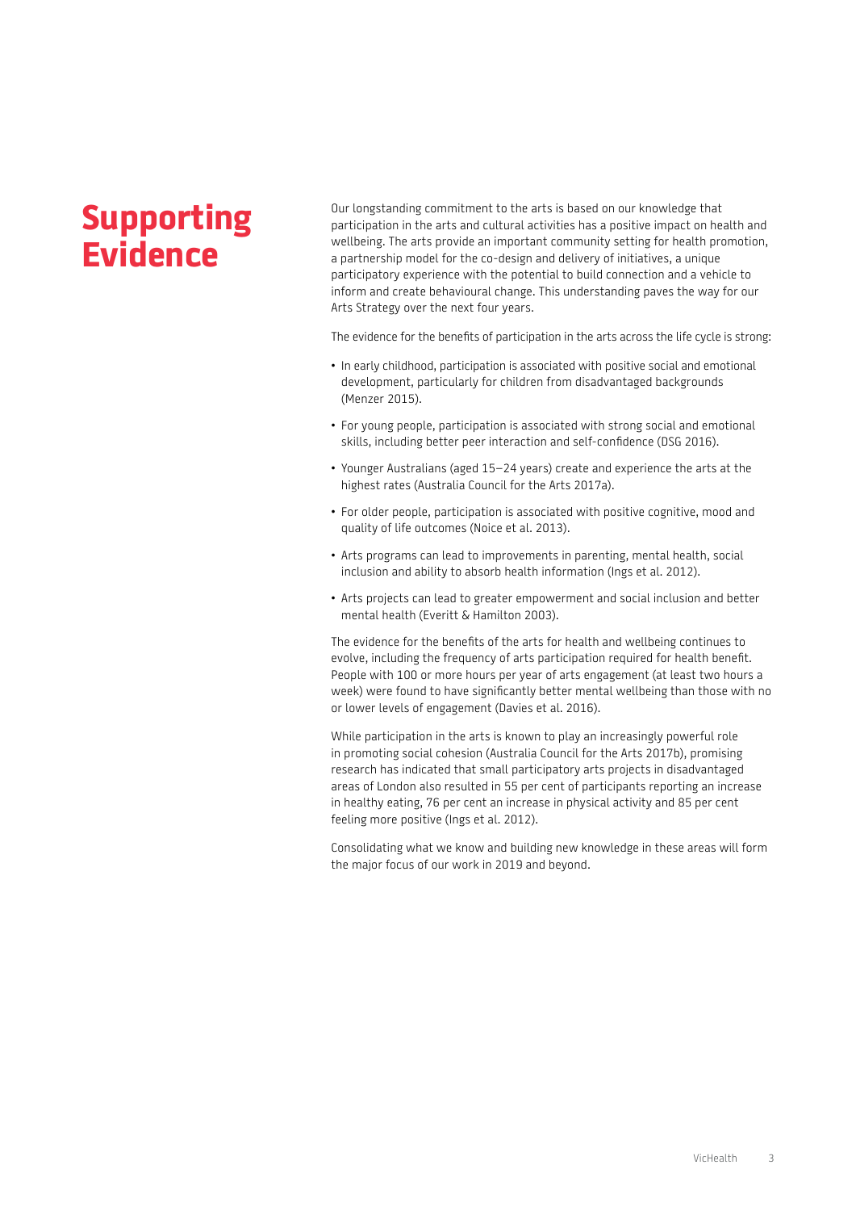# Supporting Evidence

Our longstanding commitment to the arts is based on our knowledge that participation in the arts and cultural activities has a positive impact on health and wellbeing. The arts provide an important community setting for health promotion, a partnership model for the co-design and delivery of initiatives, a unique participatory experience with the potential to build connection and a vehicle to inform and create behavioural change. This understanding paves the way for our Arts Strategy over the next four years.

The evidence for the benefits of participation in the arts across the life cycle is strong:

- In early childhood, participation is associated with positive social and emotional development, particularly for children from disadvantaged backgrounds (Menzer 2015).
- For young people, participation is associated with strong social and emotional skills, including better peer interaction and self-confidence (DSG 2016).
- Younger Australians (aged 15–24 years) create and experience the arts at the highest rates (Australia Council for the Arts 2017a).
- For older people, participation is associated with positive cognitive, mood and quality of life outcomes (Noice et al. 2013).
- Arts programs can lead to improvements in parenting, mental health, social inclusion and ability to absorb health information (Ings et al. 2012).
- Arts projects can lead to greater empowerment and social inclusion and better mental health (Everitt & Hamilton 2003).

The evidence for the benefits of the arts for health and wellbeing continues to evolve, including the frequency of arts participation required for health benefit. People with 100 or more hours per year of arts engagement (at least two hours a week) were found to have significantly better mental wellbeing than those with no or lower levels of engagement (Davies et al. 2016).

While participation in the arts is known to play an increasingly powerful role in promoting social cohesion (Australia Council for the Arts 2017b), promising research has indicated that small participatory arts projects in disadvantaged areas of London also resulted in 55 per cent of participants reporting an increase in healthy eating, 76 per cent an increase in physical activity and 85 per cent feeling more positive (Ings et al. 2012).

Consolidating what we know and building new knowledge in these areas will form the major focus of our work in 2019 and beyond.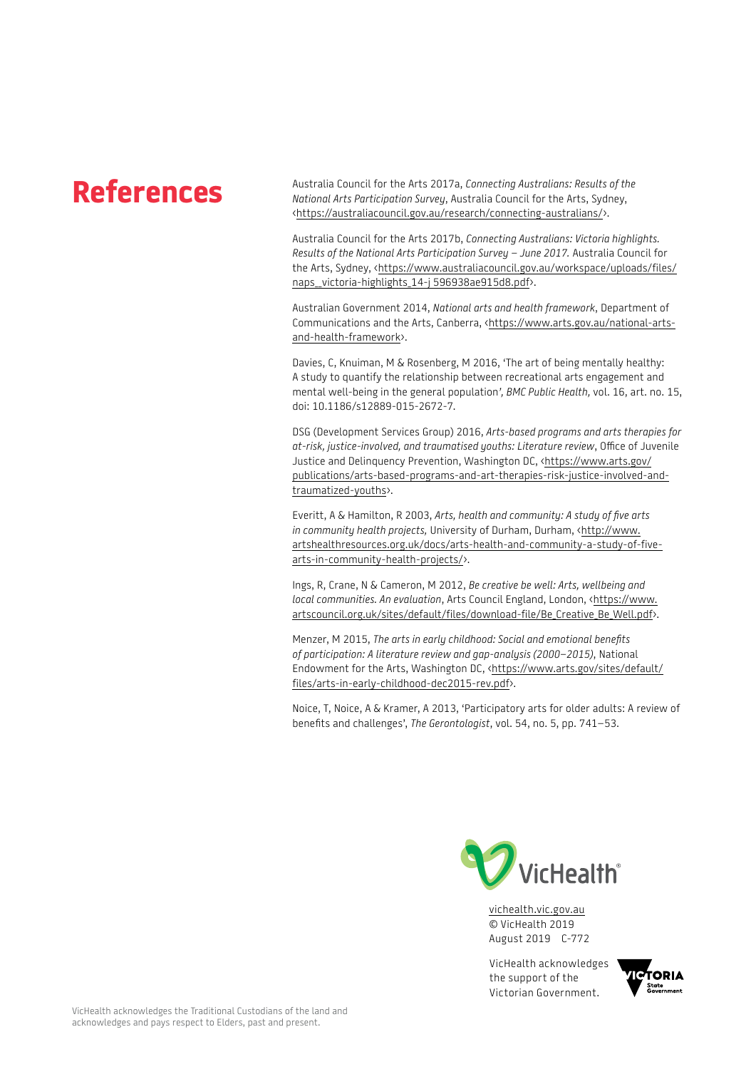# References

Australia Council for the Arts 2017a, *Connecting Australians: Results of the National Arts Participation Survey*, Australia Council for the Arts, Sydney, ‹https://australiacouncil.gov.au/research/connecting-australians/›.

Australia Council for the Arts 2017b, *Connecting Australians: Victoria highlights. Results of the National Arts Participation Survey – June 2017.* Australia Council for the Arts, Sydney, ‹https://www.australiacouncil.gov.au/workspace/uploads/files/naps_victoria-highlights_14-j 596938ae915d8.pdf›.

Australian Government 2014, *National arts and health framework*, Department of Communications and the Arts, Canberra, ‹https://www.arts.gov.au/national-arts-and-health-framework›.

Davies, C, Knuiman, M & Rosenberg, M 2016, 'The art of being mentally healthy: A study to quantify the relationship between recreational arts engagement and mental well-being in the general population', *BMC Public Health*, vol. 16, art. no. 15, doi: 10.1186/s12889-015-2672-7.

DSG (Development Services Group) 2016, *Arts-based programs and arts therapies for at-risk, justice-involved, and traumatised youths: Literature review*, Office of Juvenile Justice and Delinquency Prevention, Washington DC, ‹https://www.arts.gov/publications/arts-based-programs-and-art-therapies-risk-justice-involved-and-traumatized-youths›.

Everitt, A & Hamilton, R 2003, *Arts, health and community: A study of five arts in community health projects,* University of Durham, Durham, ‹http://www.artshealthresources.org.uk/docs/arts-health-and-community-a-study-of-five-arts-in-community-health-projects/›.

Ings, R, Crane, N & Cameron, M 2012, *Be creative be well: Arts, wellbeing and local communities. An evaluation*, Arts Council England, London, ‹https://www.artscouncil.org.uk/sites/default/files/download-file/Be_Creative_Be_Well.pdf›.

Menzer, M 2015, *The arts in early childhood: Social and emotional benefits of participation: A literature review and gap-analysis (2000–2015)*, National Endowment for the Arts, Washington DC, ‹https://www.arts.gov/sites/default/files/arts-in-early-childhood-dec2015-rev.pdf›.

Noice, T, Noice, A & Kramer, A 2013, 'Participatory arts for older adults: A review of benefits and challenges', *The Gerontologist*, vol. 54, no. 5, pp. 741–53.

VicHealth

vichealth.vic.gov.au
© VicHealth 2019
August 2019 C-772

VicHealth acknowledges the support of the Victorian Government.

VicHealth acknowledges the Traditional Custodians of the land and acknowledges and pays respect to Elders, past and present.